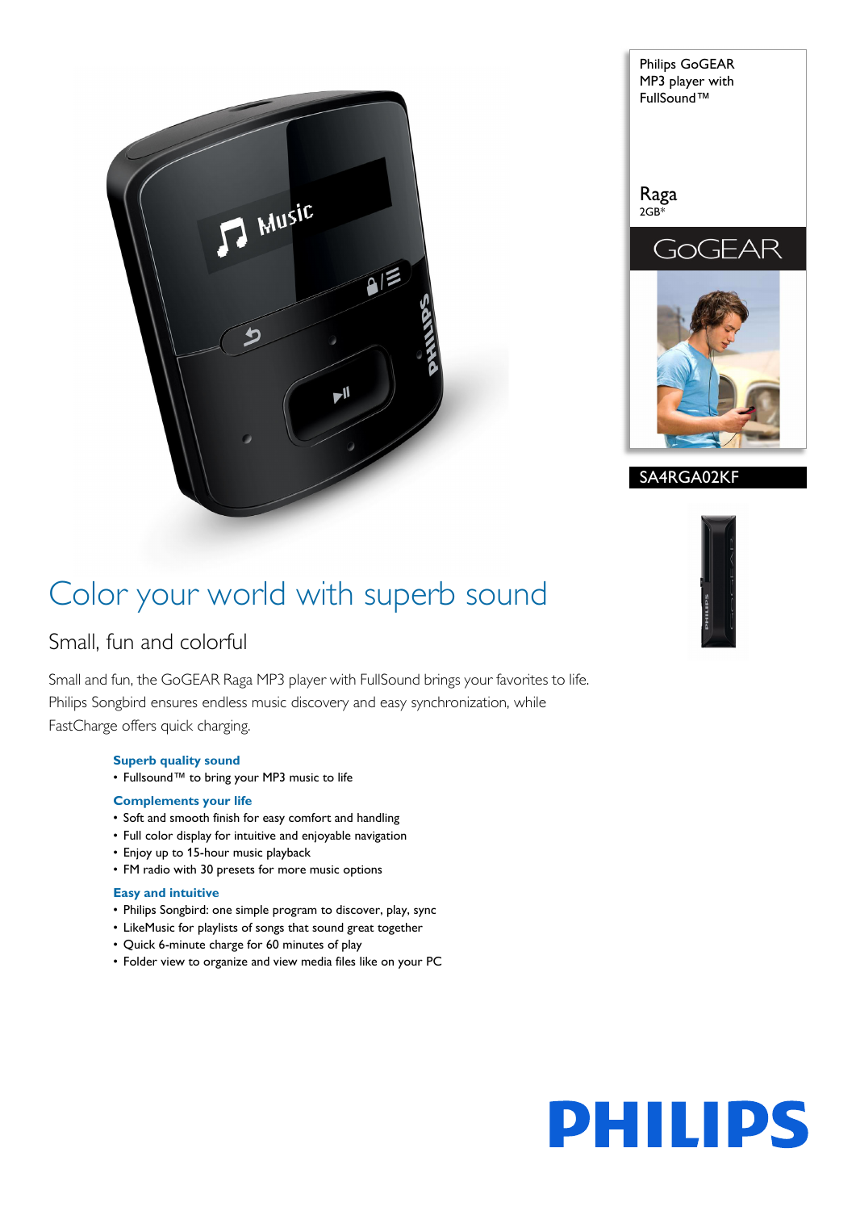Philips GoGEAR MP3 player with FullSound™

Raga
2GB*

GoGEAR

SA4RGA02KF

# Color your world with superb sound

## Small, fun and colorful

Small and fun, the GoGEAR Raga MP3 player with FullSound brings your favorites to life. Philips Songbird ensures endless music discovery and easy synchronization, while FastCharge offers quick charging.

### Superb quality sound

- Fullsound™ to bring your MP3 music to life

### Complements your life

- Soft and smooth finish for easy comfort and handling
- Full color display for intuitive and enjoyable navigation
- Enjoy up to 15-hour music playback
- FM radio with 30 presets for more music options

### Easy and intuitive

- Philips Songbird: one simple program to discover, play, sync
- LikeMusic for playlists of songs that sound great together
- Quick 6-minute charge for 60 minutes of play
- Folder view to organize and view media files like on your PC

PHILIPS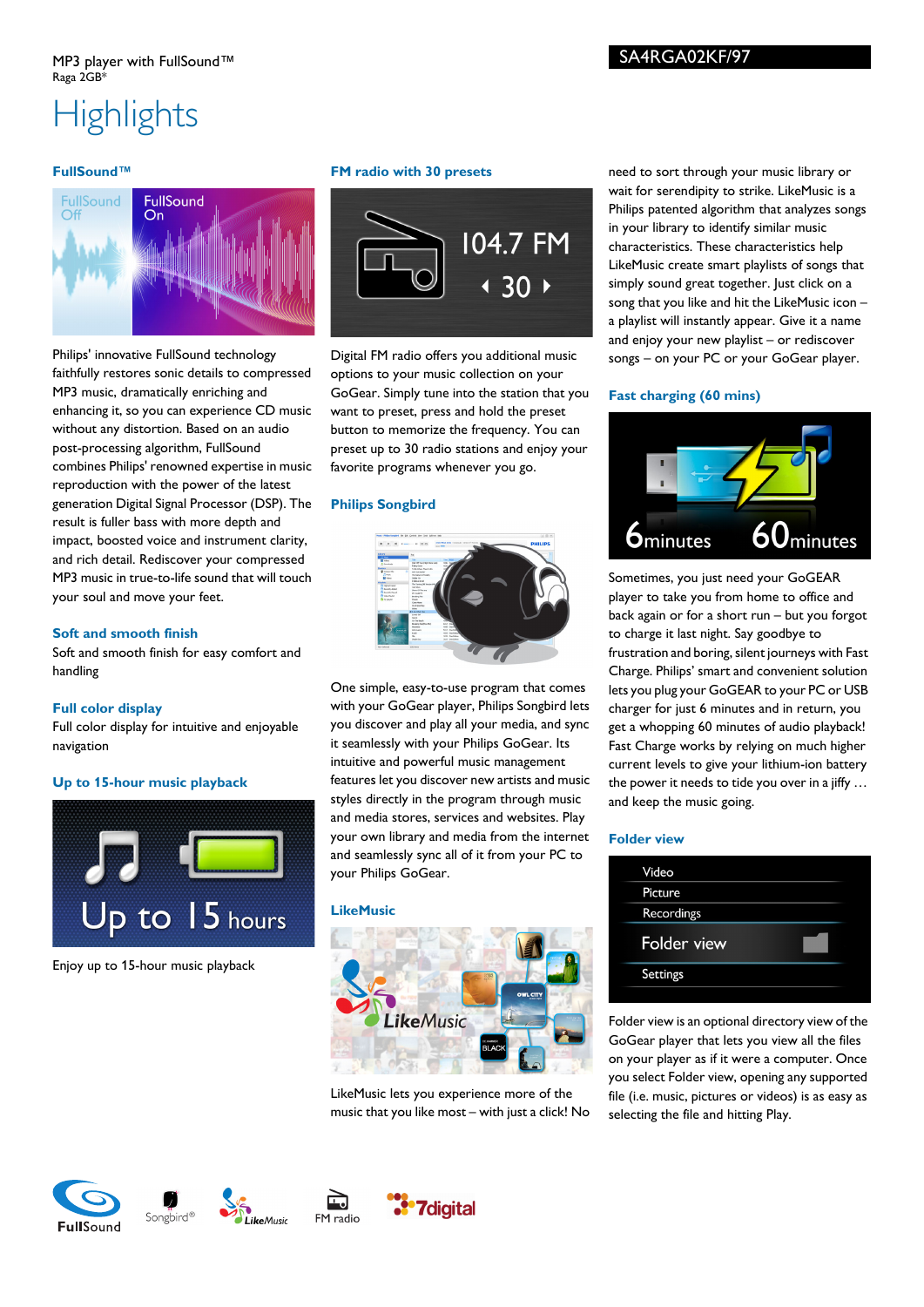MP3 player with FullSound™
Raga 2GB*

SA4RGA02KF/97

# Highlights

### FullSound™

Philips' innovative FullSound technology faithfully restores sonic details to compressed MP3 music, dramatically enriching and enhancing it, so you can experience CD music without any distortion. Based on an audio post-processing algorithm, FullSound combines Philips' renowned expertise in music reproduction with the power of the latest generation Digital Signal Processor (DSP). The result is fuller bass with more depth and impact, boosted voice and instrument clarity, and rich detail. Rediscover your compressed MP3 music in true-to-life sound that will touch your soul and move your feet.

### Soft and smooth finish

Soft and smooth finish for easy comfort and handling

### Full color display

Full color display for intuitive and enjoyable navigation

### Up to 15-hour music playback

Enjoy up to 15-hour music playback

### FM radio with 30 presets

Digital FM radio offers you additional music options to your music collection on your GoGear. Simply tune into the station that you want to preset, press and hold the preset button to memorize the frequency. You can preset up to 30 radio stations and enjoy your favorite programs whenever you go.

### Philips Songbird

One simple, easy-to-use program that comes with your GoGear player, Philips Songbird lets you discover and play all your media, and sync it seamlessly with your Philips GoGear. Its intuitive and powerful music management features let you discover new artists and music styles directly in the program through music and media stores, services and websites. Play your own library and media from the internet and seamlessly sync all of it from your PC to your Philips GoGear.

### LikeMusic

LikeMusic lets you experience more of the music that you like most – with just a click! No need to sort through your music library or wait for serendipity to strike. LikeMusic is a Philips patented algorithm that analyzes songs in your library to identify similar music characteristics. These characteristics help LikeMusic create smart playlists of songs that simply sound great together. Just click on a song that you like and hit the LikeMusic icon – a playlist will instantly appear. Give it a name and enjoy your new playlist – or rediscover songs – on your PC or your GoGear player.

### Fast charging (60 mins)

Sometimes, you just need your GoGEAR player to take you from home to office and back again or for a short run – but you forgot to charge it last night. Say goodbye to frustration and boring, silent journeys with Fast Charge. Philips' smart and convenient solution lets you plug your GoGEAR to your PC or USB charger for just 6 minutes and in return, you get a whopping 60 minutes of audio playback! Fast Charge works by relying on much higher current levels to give your lithium-ion battery the power it needs to tide you over in a jiffy … and keep the music going.

### Folder view

Folder view is an optional directory view of the GoGear player that lets you view all the files on your player as if it were a computer. Once you select Folder view, opening any supported file (i.e. music, pictures or videos) is as easy as selecting the file and hitting Play.

FullSound · Songbird® · LikeMusic · FM radio · 7digital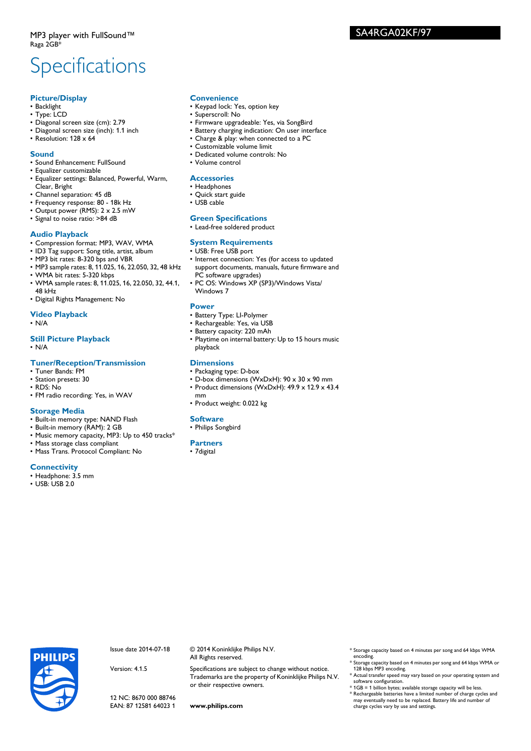MP3 player with FullSound™
Raga 2GB*

SA4RGA02KF/97

# Specifications

## Picture/Display
- Backlight
- Type: LCD
- Diagonal screen size (cm): 2.79
- Diagonal screen size (inch): 1.1 inch
- Resolution: 128 x 64

## Sound
- Sound Enhancement: FullSound
- Equalizer customizable
- Equalizer settings: Balanced, Powerful, Warm, Clear, Bright
- Channel separation: 45 dB
- Frequency response: 80 - 18k Hz
- Output power (RMS): 2 x 2.5 mW
- Signal to noise ratio: >84 dB

## Audio Playback
- Compression format: MP3, WAV, WMA
- ID3 Tag support: Song title, artist, album
- MP3 bit rates: 8-320 bps and VBR
- MP3 sample rates: 8, 11.025, 16, 22.050, 32, 48 kHz
- WMA bit rates: 5-320 kbps
- WMA sample rates: 8, 11.025, 16, 22.050, 32, 44.1, 48 kHz
- Digital Rights Management: No

## Video Playback
- N/A

## Still Picture Playback
- N/A

## Tuner/Reception/Transmission
- Tuner Bands: FM
- Station presets: 30
- RDS: No
- FM radio recording: Yes, in WAV

## Storage Media
- Built-in memory type: NAND Flash
- Built-in memory (RAM): 2 GB
- Music memory capacity, MP3: Up to 450 tracks*
- Mass storage class compliant
- Mass Trans. Protocol Compliant: No

## Connectivity
- Headphone: 3.5 mm
- USB: USB 2.0

## Convenience
- Keypad lock: Yes, option key
- Superscroll: No
- Firmware upgradeable: Yes, via SongBird
- Battery charging indication: On user interface
- Charge & play: when connected to a PC
- Customizable volume limit
- Dedicated volume controls: No
- Volume control

## Accessories
- Headphones
- Quick start guide
- USB cable

## Green Specifications
- Lead-free soldered product

## System Requirements
- USB: Free USB port
- Internet connection: Yes (for access to updated support documents, manuals, future firmware and PC software upgrades)
- PC OS: Windows XP (SP3)/Windows Vista/ Windows 7

## Power
- Battery Type: LI-Polymer
- Rechargeable: Yes, via USB
- Battery capacity: 220 mAh
- Playtime on internal battery: Up to 15 hours music playback

## Dimensions
- Packaging type: D-box
- D-box dimensions (WxDxH): 90 x 30 x 90 mm
- Product dimensions (WxDxH): 49.9 x 12.9 x 43.4 mm
- Product weight: 0.022 kg

## Software
- Philips Songbird

## Partners
- 7digital

Issue date 2014-07-18

Version: 4.1.5

12 NC: 8670 000 88746
EAN: 87 12581 64023 1

© 2014 Koninklijke Philips N.V.
All Rights reserved.

Specifications are subject to change without notice. Trademarks are the property of Koninklijke Philips N.V. or their respective owners.

**www.philips.com**

* Storage capacity based on 4 minutes per song and 64 kbps WMA encoding.
* Storage capacity based on 4 minutes per song and 64 kbps WMA or 128 kbps MP3 encoding.
* Actual transfer speed may vary based on your operating system and software configuration.
* 1GB = 1 billion bytes; available storage capacity will be less.
* Rechargeable batteries have a limited number of charge cycles and may eventually need to be replaced. Battery life and number of charge cycles vary by use and settings.